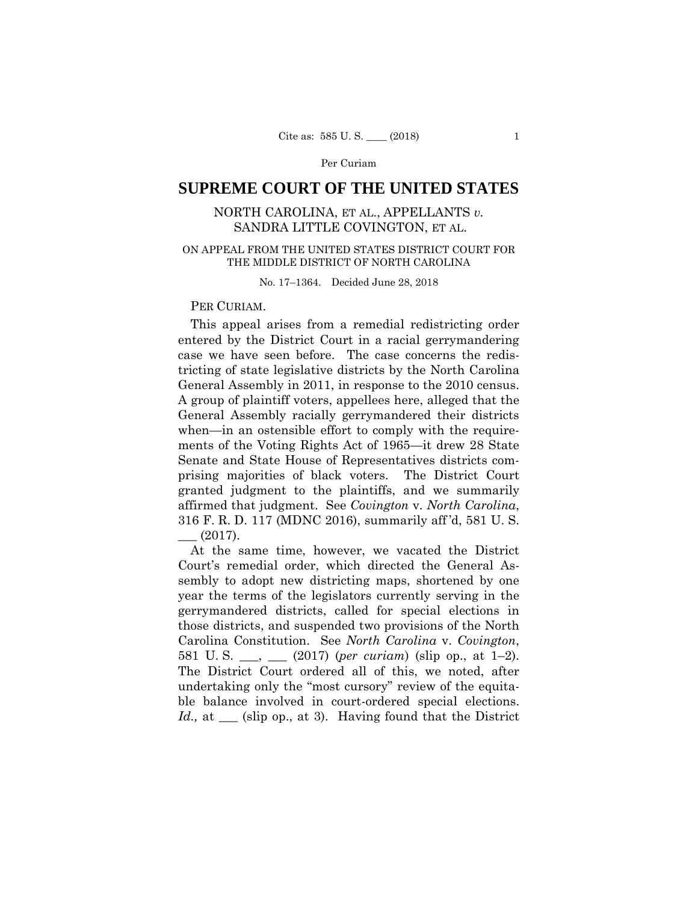Per Curiam

# SUPREME COURT OF THE UNITED STATES

## NORTH CAROLINA, ET AL., APPELLANTS *v.* SANDRA LITTLE COVINGTON, ET AL.

ON APPEAL FROM THE UNITED STATES DISTRICT COURT FOR THE MIDDLE DISTRICT OF NORTH CAROLINA

No. 17–1364. Decided June 28, 2018

PER CURIAM.

This appeal arises from a remedial redistricting order entered by the District Court in a racial gerrymandering case we have seen before. The case concerns the redistricting of state legislative districts by the North Carolina General Assembly in 2011, in response to the 2010 census. A group of plaintiff voters, appellees here, alleged that the General Assembly racially gerrymandered their districts when—in an ostensible effort to comply with the requirements of the Voting Rights Act of 1965—it drew 28 State Senate and State House of Representatives districts comprising majorities of black voters. The District Court granted judgment to the plaintiffs, and we summarily affirmed that judgment. See *Covington* v. *North Carolina*, 316 F. R. D. 117 (MDNC 2016), summarily aff'd, 581 U. S. ___ (2017).

At the same time, however, we vacated the District Court's remedial order, which directed the General Assembly to adopt new districting maps, shortened by one year the terms of the legislators currently serving in the gerrymandered districts, called for special elections in those districts, and suspended two provisions of the North Carolina Constitution. See *North Carolina* v. *Covington*, 581 U. S. ___, ___ (2017) (*per curiam*) (slip op., at 1–2). The District Court ordered all of this, we noted, after undertaking only the "most cursory" review of the equitable balance involved in court-ordered special elections. *Id.,* at ___ (slip op., at 3). Having found that the District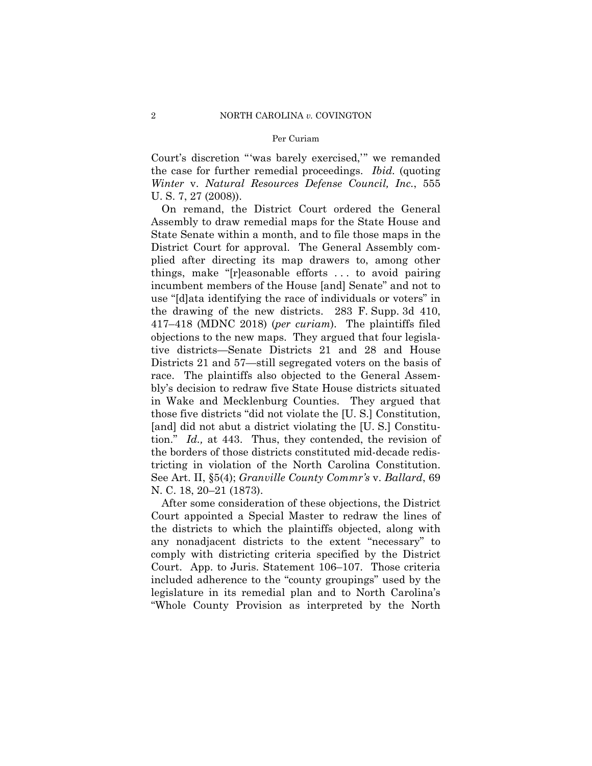Court's discretion "'was barely exercised,'" we remanded the case for further remedial proceedings. *Ibid.* (quoting *Winter* v. *Natural Resources Defense Council, Inc.*, 555 U. S. 7, 27 (2008)).

On remand, the District Court ordered the General Assembly to draw remedial maps for the State House and State Senate within a month, and to file those maps in the District Court for approval. The General Assembly complied after directing its map drawers to, among other things, make "[r]easonable efforts . . . to avoid pairing incumbent members of the House [and] Senate" and not to use "[d]ata identifying the race of individuals or voters" in the drawing of the new districts. 283 F. Supp. 3d 410, 417–418 (MDNC 2018) (*per curiam*). The plaintiffs filed objections to the new maps. They argued that four legislative districts—Senate Districts 21 and 28 and House Districts 21 and 57—still segregated voters on the basis of race. The plaintiffs also objected to the General Assembly's decision to redraw five State House districts situated in Wake and Mecklenburg Counties. They argued that those five districts "did not violate the [U. S.] Constitution, [and] did not abut a district violating the [U. S.] Constitution." *Id.,* at 443. Thus, they contended, the revision of the borders of those districts constituted mid-decade redistricting in violation of the North Carolina Constitution. See Art. II, §5(4); *Granville County Commr's* v. *Ballard*, 69 N. C. 18, 20–21 (1873).

After some consideration of these objections, the District Court appointed a Special Master to redraw the lines of the districts to which the plaintiffs objected, along with any nonadjacent districts to the extent "necessary" to comply with districting criteria specified by the District Court. App. to Juris. Statement 106–107. Those criteria included adherence to the "county groupings" used by the legislature in its remedial plan and to North Carolina's "Whole County Provision as interpreted by the North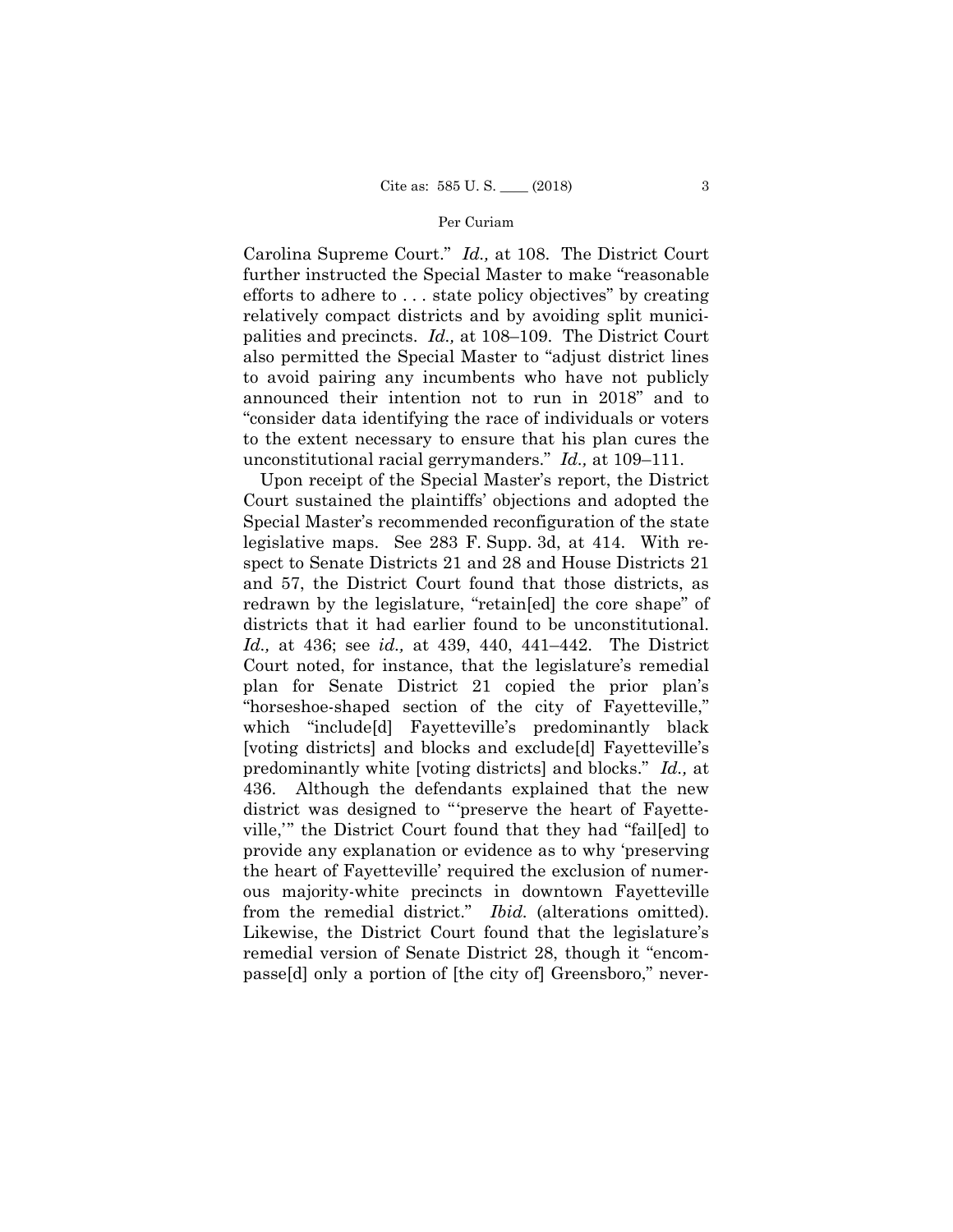Carolina Supreme Court." *Id.,* at 108. The District Court further instructed the Special Master to make "reasonable efforts to adhere to . . . state policy objectives" by creating relatively compact districts and by avoiding split municipalities and precincts. *Id.,* at 108–109. The District Court also permitted the Special Master to "adjust district lines to avoid pairing any incumbents who have not publicly announced their intention not to run in 2018" and to "consider data identifying the race of individuals or voters to the extent necessary to ensure that his plan cures the unconstitutional racial gerrymanders." *Id.,* at 109–111.

Upon receipt of the Special Master's report, the District Court sustained the plaintiffs' objections and adopted the Special Master's recommended reconfiguration of the state legislative maps. See 283 F. Supp. 3d, at 414. With respect to Senate Districts 21 and 28 and House Districts 21 and 57, the District Court found that those districts, as redrawn by the legislature, "retain[ed] the core shape" of districts that it had earlier found to be unconstitutional. *Id.,* at 436; see *id.,* at 439, 440, 441–442. The District Court noted, for instance, that the legislature's remedial plan for Senate District 21 copied the prior plan's "horseshoe-shaped section of the city of Fayetteville," which "include[d] Fayetteville's predominantly black [voting districts] and blocks and exclude[d] Fayetteville's predominantly white [voting districts] and blocks." *Id.,* at 436. Although the defendants explained that the new district was designed to "'preserve the heart of Fayetteville,'" the District Court found that they had "fail[ed] to provide any explanation or evidence as to why 'preserving the heart of Fayetteville' required the exclusion of numerous majority-white precincts in downtown Fayetteville from the remedial district." *Ibid.* (alterations omitted). Likewise, the District Court found that the legislature's remedial version of Senate District 28, though it "encompasse[d] only a portion of [the city of] Greensboro," never-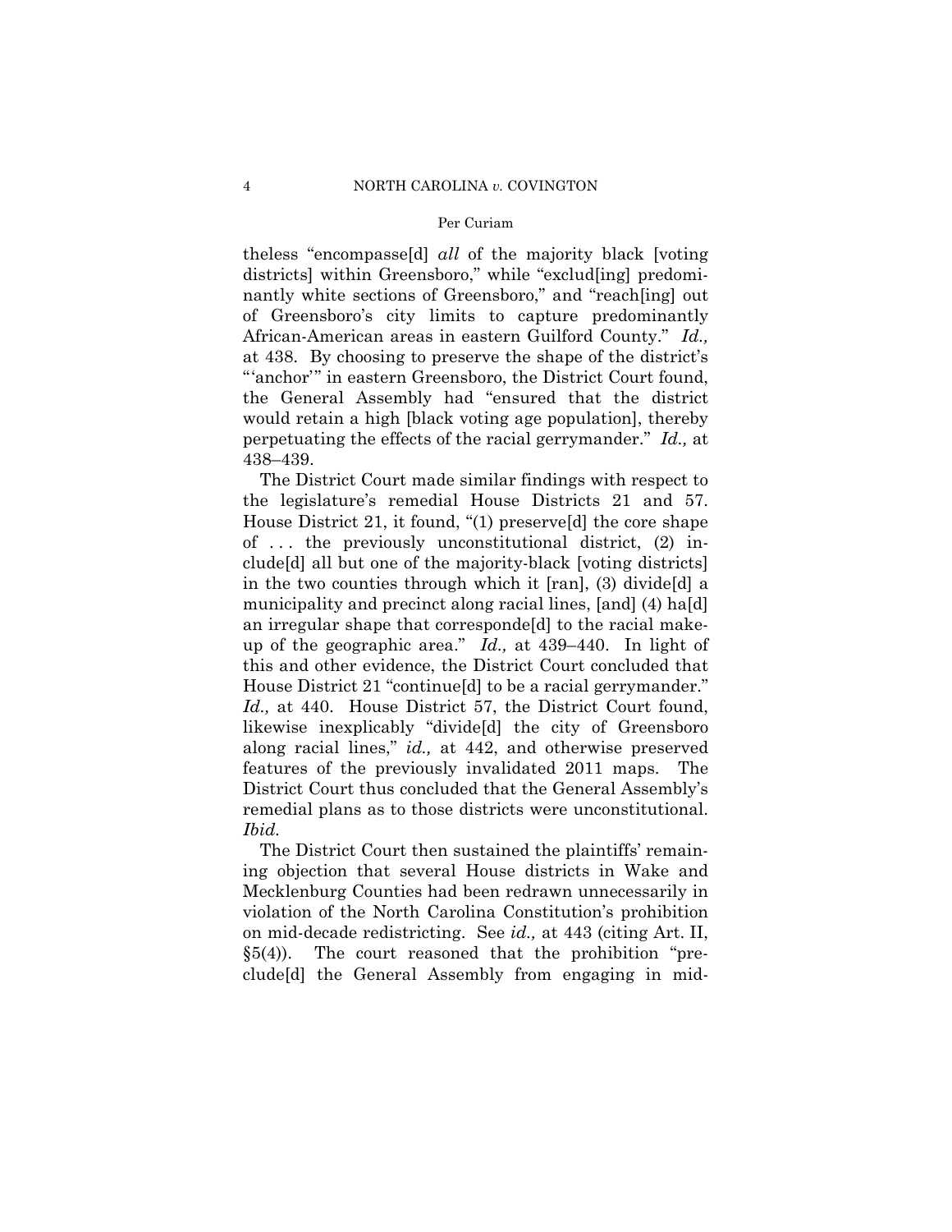theless "encompasse[d] *all* of the majority black [voting districts] within Greensboro," while "exclud[ing] predominantly white sections of Greensboro," and "reach[ing] out of Greensboro's city limits to capture predominantly African-American areas in eastern Guilford County." *Id.,* at 438. By choosing to preserve the shape of the district's "'anchor'" in eastern Greensboro, the District Court found, the General Assembly had "ensured that the district would retain a high [black voting age population], thereby perpetuating the effects of the racial gerrymander." *Id.,* at 438–439.

The District Court made similar findings with respect to the legislature's remedial House Districts 21 and 57. House District 21, it found, "(1) preserve[d] the core shape of . . . the previously unconstitutional district, (2) include[d] all but one of the majority-black [voting districts] in the two counties through which it [ran], (3) divide[d] a municipality and precinct along racial lines, [and] (4) ha[d] an irregular shape that corresponde[d] to the racial makeup of the geographic area." *Id.,* at 439–440. In light of this and other evidence, the District Court concluded that House District 21 "continue[d] to be a racial gerrymander." *Id.,* at 440. House District 57, the District Court found, likewise inexplicably "divide[d] the city of Greensboro along racial lines," *id.,* at 442, and otherwise preserved features of the previously invalidated 2011 maps. The District Court thus concluded that the General Assembly's remedial plans as to those districts were unconstitutional. *Ibid.*

The District Court then sustained the plaintiffs' remaining objection that several House districts in Wake and Mecklenburg Counties had been redrawn unnecessarily in violation of the North Carolina Constitution's prohibition on mid-decade redistricting. See *id.,* at 443 (citing Art. II, §5(4)). The court reasoned that the prohibition "preclude[d] the General Assembly from engaging in mid-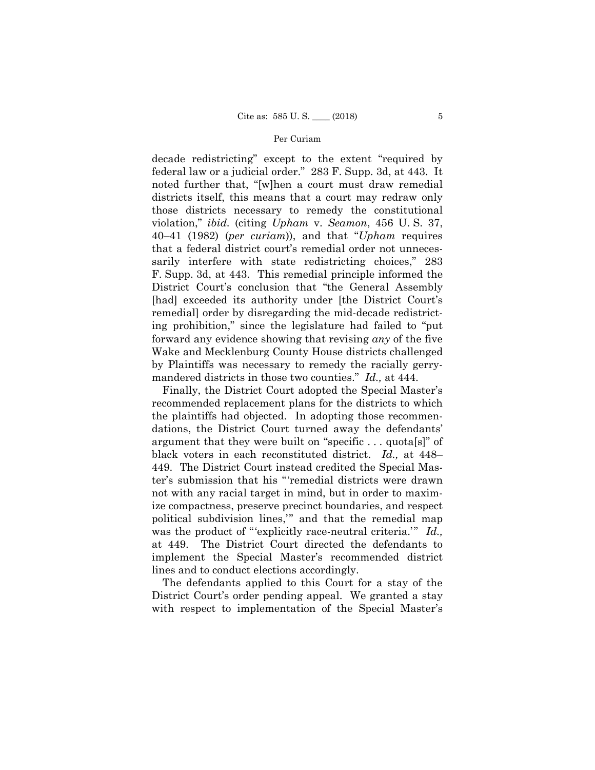decade redistricting" except to the extent "required by federal law or a judicial order." 283 F. Supp. 3d, at 443. It noted further that, "[w]hen a court must draw remedial districts itself, this means that a court may redraw only those districts necessary to remedy the constitutional violation," *ibid.* (citing *Upham* v. *Seamon*, 456 U. S. 37, 40–41 (1982) (*per curiam*)), and that "*Upham* requires that a federal district court's remedial order not unnecessarily interfere with state redistricting choices," 283 F. Supp. 3d, at 443. This remedial principle informed the District Court's conclusion that "the General Assembly [had] exceeded its authority under [the District Court's remedial] order by disregarding the mid-decade redistricting prohibition," since the legislature had failed to "put forward any evidence showing that revising *any* of the five Wake and Mecklenburg County House districts challenged by Plaintiffs was necessary to remedy the racially gerrymandered districts in those two counties." *Id.,* at 444.

Finally, the District Court adopted the Special Master's recommended replacement plans for the districts to which the plaintiffs had objected. In adopting those recommendations, the District Court turned away the defendants' argument that they were built on "specific . . . quota[s]" of black voters in each reconstituted district. *Id.,* at 448–449. The District Court instead credited the Special Master's submission that his "'remedial districts were drawn not with any racial target in mind, but in order to maximize compactness, preserve precinct boundaries, and respect political subdivision lines,'" and that the remedial map was the product of "'explicitly race-neutral criteria.'" *Id.,* at 449. The District Court directed the defendants to implement the Special Master's recommended district lines and to conduct elections accordingly.

The defendants applied to this Court for a stay of the District Court's order pending appeal. We granted a stay with respect to implementation of the Special Master's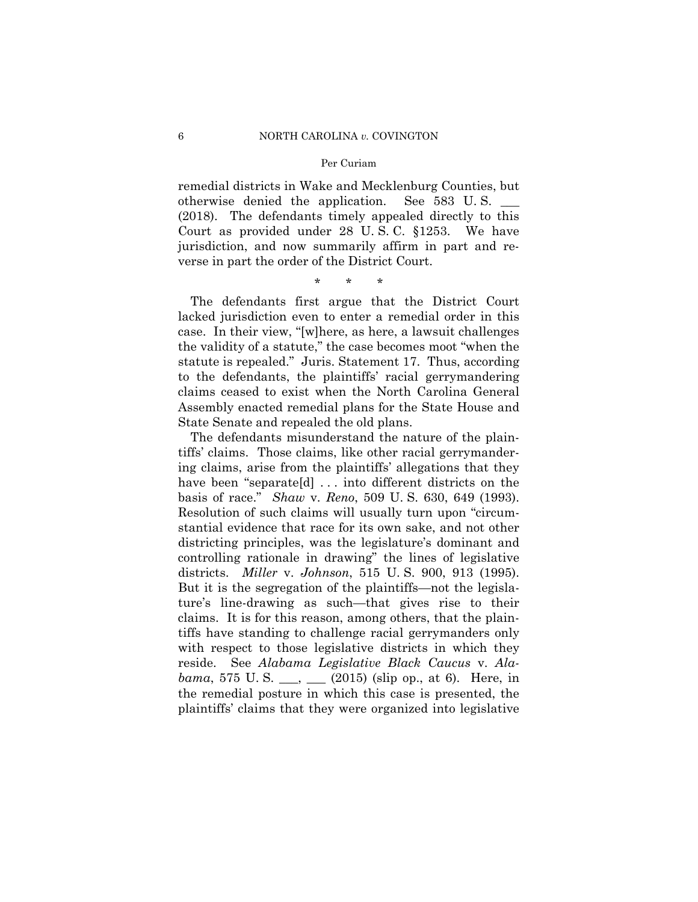remedial districts in Wake and Mecklenburg Counties, but otherwise denied the application. See 583 U. S. ___ (2018). The defendants timely appealed directly to this Court as provided under 28 U. S. C. §1253. We have jurisdiction, and now summarily affirm in part and reverse in part the order of the District Court.

\* \* \*

The defendants first argue that the District Court lacked jurisdiction even to enter a remedial order in this case. In their view, "[w]here, as here, a lawsuit challenges the validity of a statute," the case becomes moot "when the statute is repealed." Juris. Statement 17. Thus, according to the defendants, the plaintiffs' racial gerrymandering claims ceased to exist when the North Carolina General Assembly enacted remedial plans for the State House and State Senate and repealed the old plans.

The defendants misunderstand the nature of the plaintiffs' claims. Those claims, like other racial gerrymandering claims, arise from the plaintiffs' allegations that they have been "separate[d] . . . into different districts on the basis of race." *Shaw* v. *Reno*, 509 U. S. 630, 649 (1993). Resolution of such claims will usually turn upon "circumstantial evidence that race for its own sake, and not other districting principles, was the legislature's dominant and controlling rationale in drawing" the lines of legislative districts. *Miller* v. *Johnson*, 515 U. S. 900, 913 (1995). But it is the segregation of the plaintiffs—not the legislature's line-drawing as such—that gives rise to their claims. It is for this reason, among others, that the plaintiffs have standing to challenge racial gerrymanders only with respect to those legislative districts in which they reside. See *Alabama Legislative Black Caucus* v. *Alabama*, 575 U. S. ___, ___ (2015) (slip op., at 6). Here, in the remedial posture in which this case is presented, the plaintiffs' claims that they were organized into legislative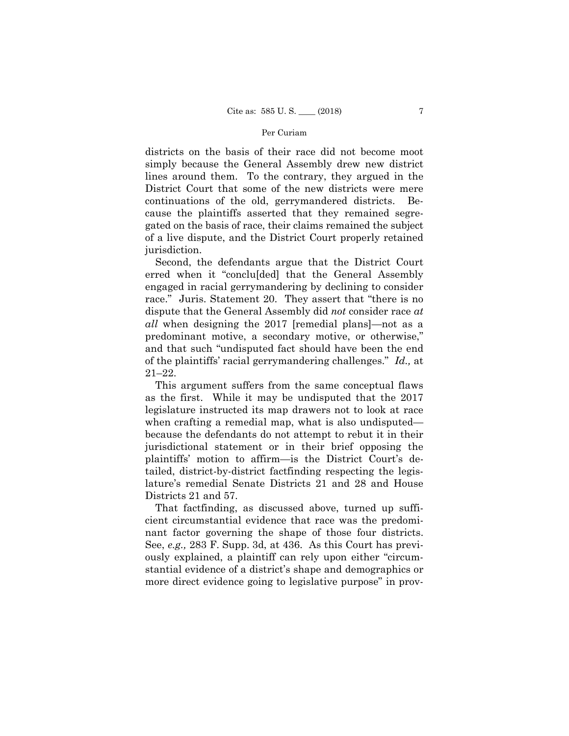districts on the basis of their race did not become moot simply because the General Assembly drew new district lines around them. To the contrary, they argued in the District Court that some of the new districts were mere continuations of the old, gerrymandered districts. Because the plaintiffs asserted that they remained segregated on the basis of race, their claims remained the subject of a live dispute, and the District Court properly retained jurisdiction.

Second, the defendants argue that the District Court erred when it "conclu[ded] that the General Assembly engaged in racial gerrymandering by declining to consider race." Juris. Statement 20. They assert that "there is no dispute that the General Assembly did *not* consider race *at all* when designing the 2017 [remedial plans]—not as a predominant motive, a secondary motive, or otherwise," and that such "undisputed fact should have been the end of the plaintiffs' racial gerrymandering challenges." *Id.,* at 21–22.

This argument suffers from the same conceptual flaws as the first. While it may be undisputed that the 2017 legislature instructed its map drawers not to look at race when crafting a remedial map, what is also undisputed—because the defendants do not attempt to rebut it in their jurisdictional statement or in their brief opposing the plaintiffs' motion to affirm—is the District Court's detailed, district-by-district factfinding respecting the legislature's remedial Senate Districts 21 and 28 and House Districts 21 and 57.

That factfinding, as discussed above, turned up sufficient circumstantial evidence that race was the predominant factor governing the shape of those four districts. See, *e.g.,* 283 F. Supp. 3d, at 436. As this Court has previously explained, a plaintiff can rely upon either "circumstantial evidence of a district's shape and demographics or more direct evidence going to legislative purpose" in prov-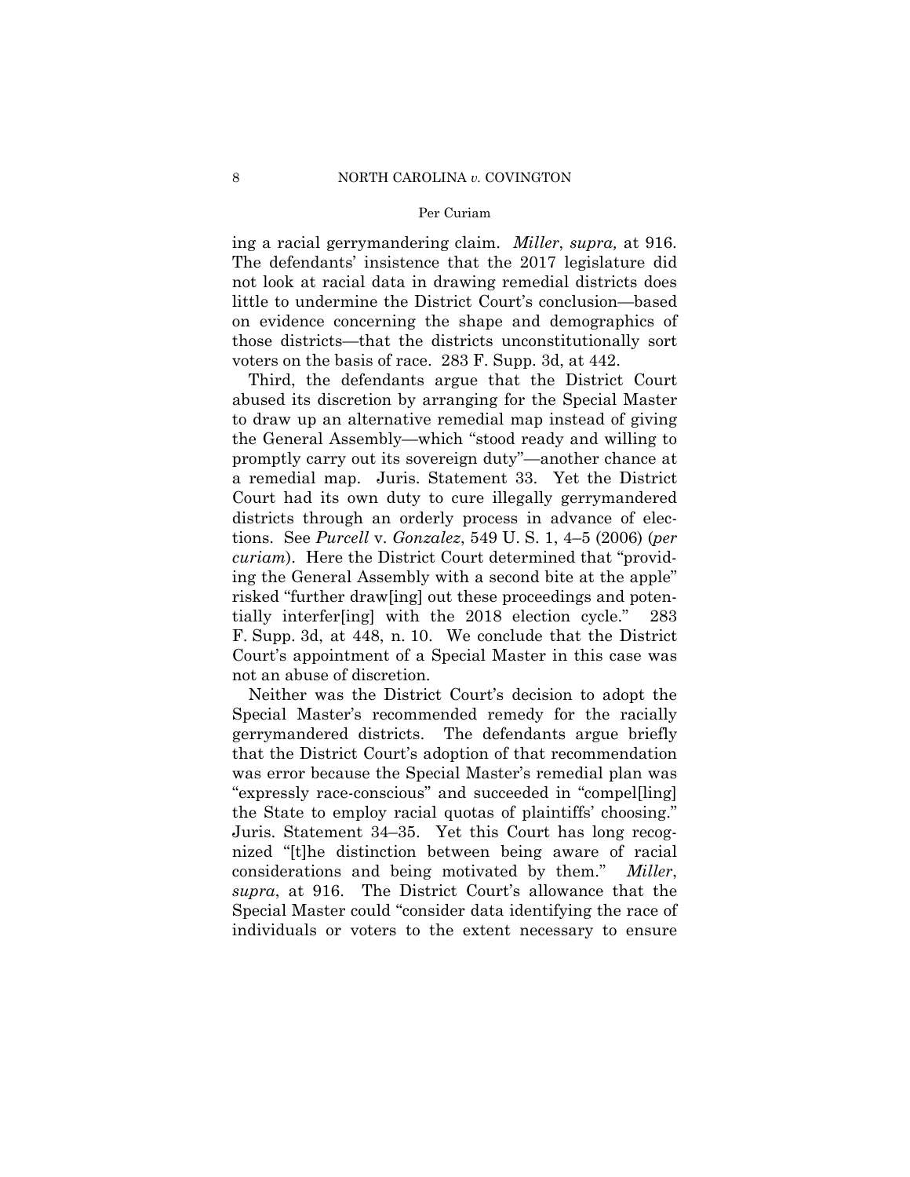ing a racial gerrymandering claim. *Miller*, *supra,* at 916. The defendants' insistence that the 2017 legislature did not look at racial data in drawing remedial districts does little to undermine the District Court's conclusion—based on evidence concerning the shape and demographics of those districts—that the districts unconstitutionally sort voters on the basis of race. 283 F. Supp. 3d, at 442.

Third, the defendants argue that the District Court abused its discretion by arranging for the Special Master to draw up an alternative remedial map instead of giving the General Assembly—which "stood ready and willing to promptly carry out its sovereign duty"—another chance at a remedial map. Juris. Statement 33. Yet the District Court had its own duty to cure illegally gerrymandered districts through an orderly process in advance of elections. See *Purcell* v. *Gonzalez*, 549 U. S. 1, 4–5 (2006) (*per curiam*). Here the District Court determined that "providing the General Assembly with a second bite at the apple" risked "further draw[ing] out these proceedings and potentially interfer[ing] with the 2018 election cycle." 283 F. Supp. 3d, at 448, n. 10. We conclude that the District Court's appointment of a Special Master in this case was not an abuse of discretion.

Neither was the District Court's decision to adopt the Special Master's recommended remedy for the racially gerrymandered districts. The defendants argue briefly that the District Court's adoption of that recommendation was error because the Special Master's remedial plan was "expressly race-conscious" and succeeded in "compel[ling] the State to employ racial quotas of plaintiffs' choosing." Juris. Statement 34–35. Yet this Court has long recognized "[t]he distinction between being aware of racial considerations and being motivated by them." *Miller*, *supra*, at 916. The District Court's allowance that the Special Master could "consider data identifying the race of individuals or voters to the extent necessary to ensure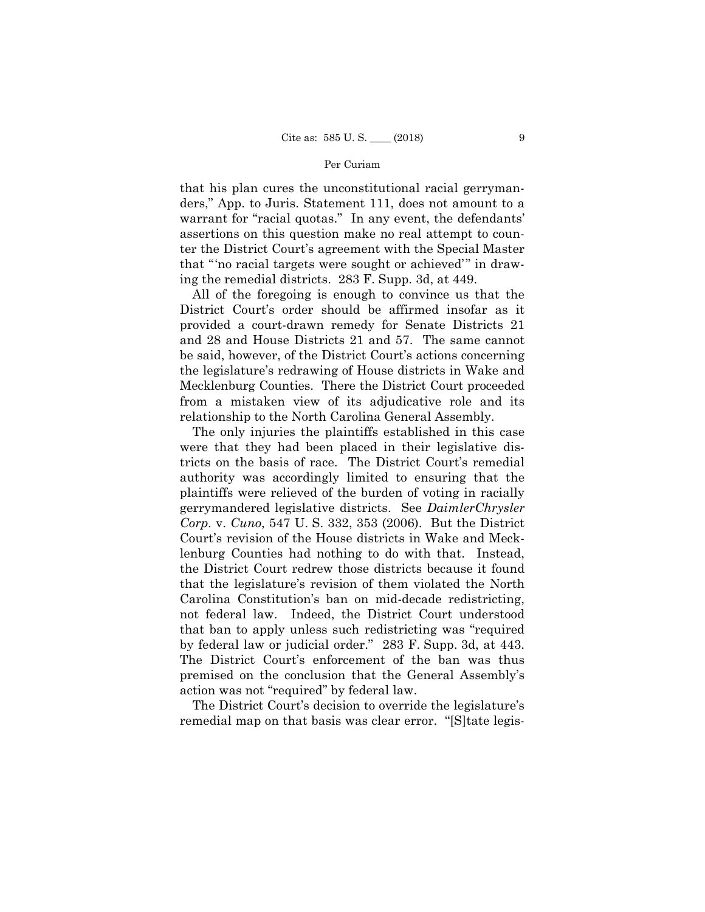that his plan cures the unconstitutional racial gerrymanders," App. to Juris. Statement 111, does not amount to a warrant for "racial quotas." In any event, the defendants' assertions on this question make no real attempt to counter the District Court's agreement with the Special Master that "'no racial targets were sought or achieved'" in drawing the remedial districts. 283 F. Supp. 3d, at 449.

All of the foregoing is enough to convince us that the District Court's order should be affirmed insofar as it provided a court-drawn remedy for Senate Districts 21 and 28 and House Districts 21 and 57. The same cannot be said, however, of the District Court's actions concerning the legislature's redrawing of House districts in Wake and Mecklenburg Counties. There the District Court proceeded from a mistaken view of its adjudicative role and its relationship to the North Carolina General Assembly.

The only injuries the plaintiffs established in this case were that they had been placed in their legislative districts on the basis of race. The District Court's remedial authority was accordingly limited to ensuring that the plaintiffs were relieved of the burden of voting in racially gerrymandered legislative districts. See *DaimlerChrysler Corp.* v. *Cuno*, 547 U. S. 332, 353 (2006). But the District Court's revision of the House districts in Wake and Mecklenburg Counties had nothing to do with that. Instead, the District Court redrew those districts because it found that the legislature's revision of them violated the North Carolina Constitution's ban on mid-decade redistricting, not federal law. Indeed, the District Court understood that ban to apply unless such redistricting was "required by federal law or judicial order." 283 F. Supp. 3d, at 443. The District Court's enforcement of the ban was thus premised on the conclusion that the General Assembly's action was not "required" by federal law.

The District Court's decision to override the legislature's remedial map on that basis was clear error. "[S]tate legis-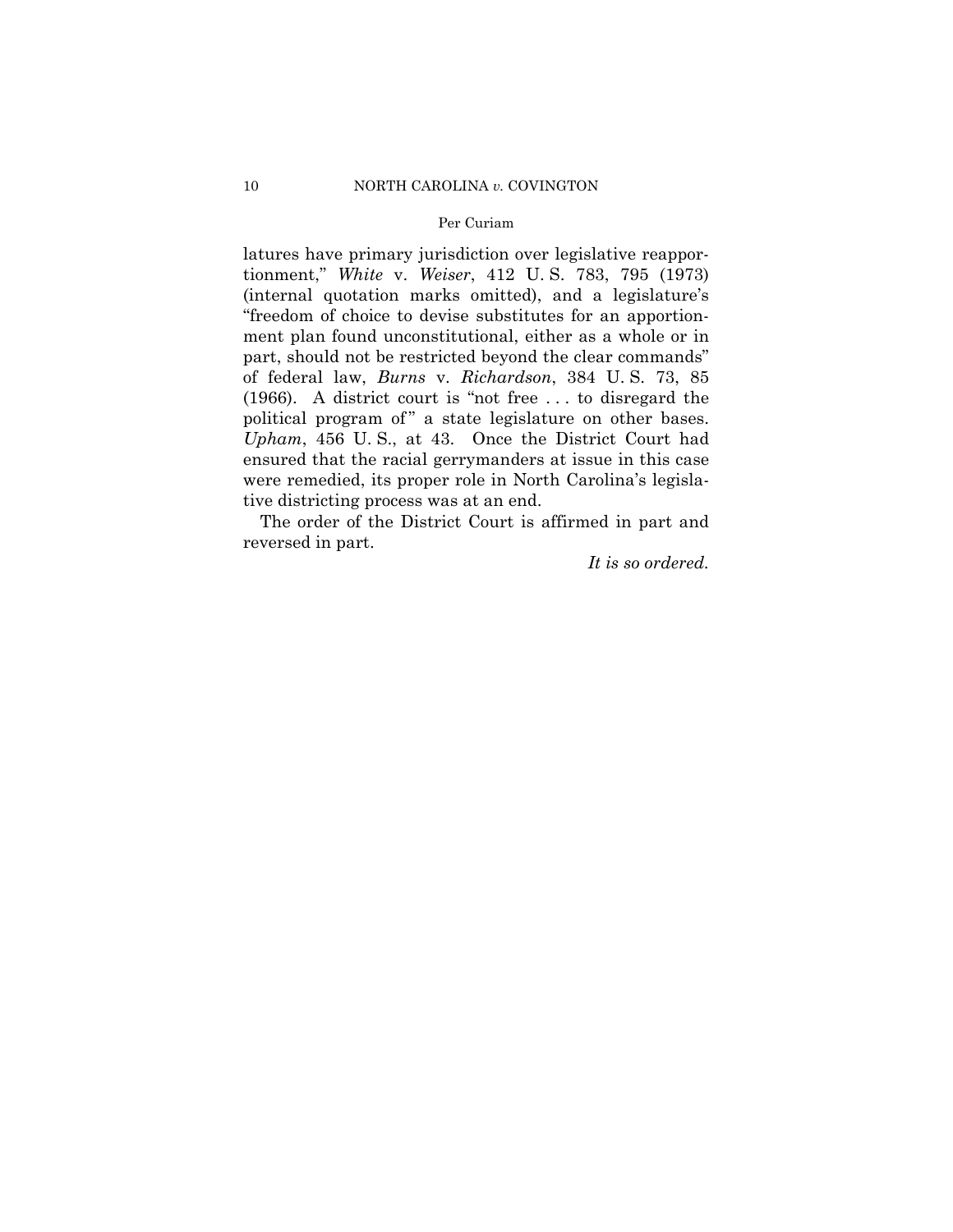latures have primary jurisdiction over legislative reapportionment," *White* v. *Weiser*, 412 U. S. 783, 795 (1973) (internal quotation marks omitted), and a legislature's "freedom of choice to devise substitutes for an apportionment plan found unconstitutional, either as a whole or in part, should not be restricted beyond the clear commands" of federal law, *Burns* v. *Richardson*, 384 U. S. 73, 85 (1966). A district court is "not free . . . to disregard the political program of" a state legislature on other bases. *Upham*, 456 U. S., at 43. Once the District Court had ensured that the racial gerrymanders at issue in this case were remedied, its proper role in North Carolina's legislative districting process was at an end.

The order of the District Court is affirmed in part and reversed in part.

*It is so ordered.*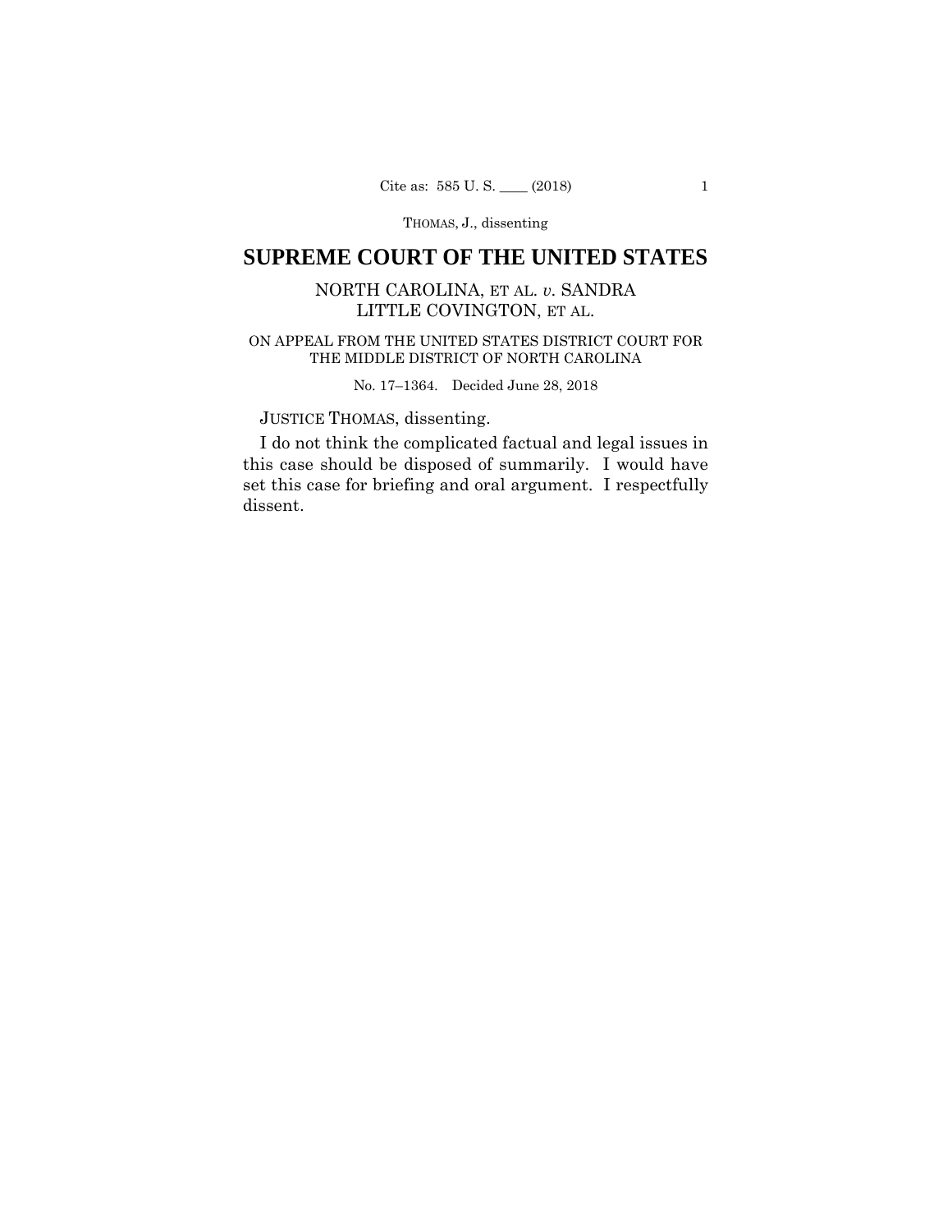# SUPREME COURT OF THE UNITED STATES

NORTH CAROLINA, ET AL. *v.* SANDRA LITTLE COVINGTON, ET AL.

ON APPEAL FROM THE UNITED STATES DISTRICT COURT FOR THE MIDDLE DISTRICT OF NORTH CAROLINA

No. 17–1364. Decided June 28, 2018

JUSTICE THOMAS, dissenting.

I do not think the complicated factual and legal issues in this case should be disposed of summarily. I would have set this case for briefing and oral argument. I respectfully dissent.